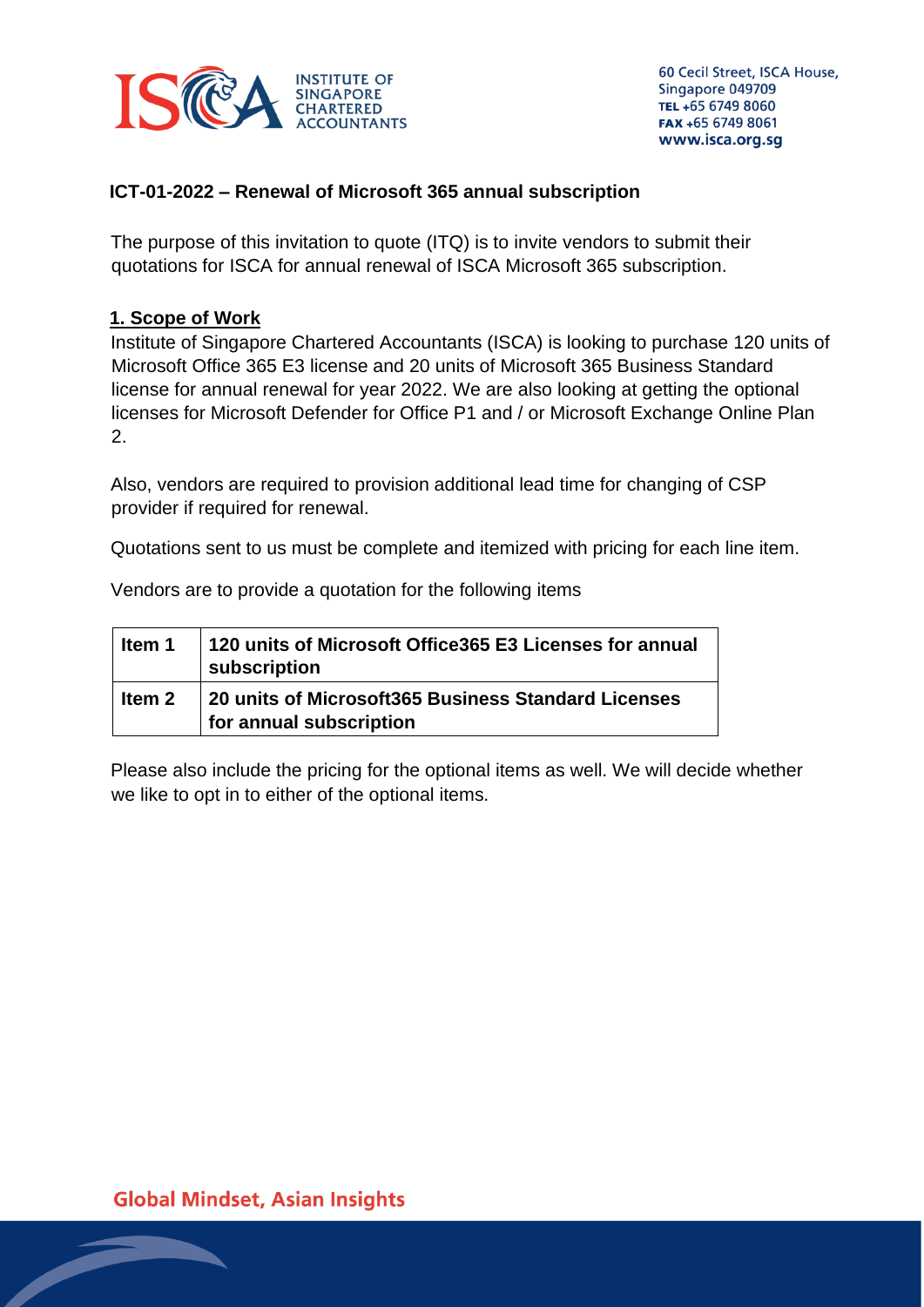60 Cecil Street, ISCA House,
Singapore 049709
TEL +65 6749 8060
FAX +65 6749 8061
www.isca.org.sg

**ICT-01-2022 – Renewal of Microsoft 365 annual subscription**

The purpose of this invitation to quote (ITQ) is to invite vendors to submit their quotations for ISCA for annual renewal of ISCA Microsoft 365 subscription.

## 1. Scope of Work

Institute of Singapore Chartered Accountants (ISCA) is looking to purchase 120 units of Microsoft Office 365 E3 license and 20 units of Microsoft 365 Business Standard license for annual renewal for year 2022. We are also looking at getting the optional licenses for Microsoft Defender for Office P1 and / or Microsoft Exchange Online Plan 2.

Also, vendors are required to provision additional lead time for changing of CSP provider if required for renewal.

Quotations sent to us must be complete and itemized with pricing for each line item.

Vendors are to provide a quotation for the following items

| **Item 1** | **120 units of Microsoft Office365 E3 Licenses for annual subscription** |
|---|---|
| **Item 2** | **20 units of Microsoft365 Business Standard Licenses for annual subscription** |

Please also include the pricing for the optional items as well. We will decide whether we like to opt in to either of the optional items.

**Global Mindset, Asian Insights**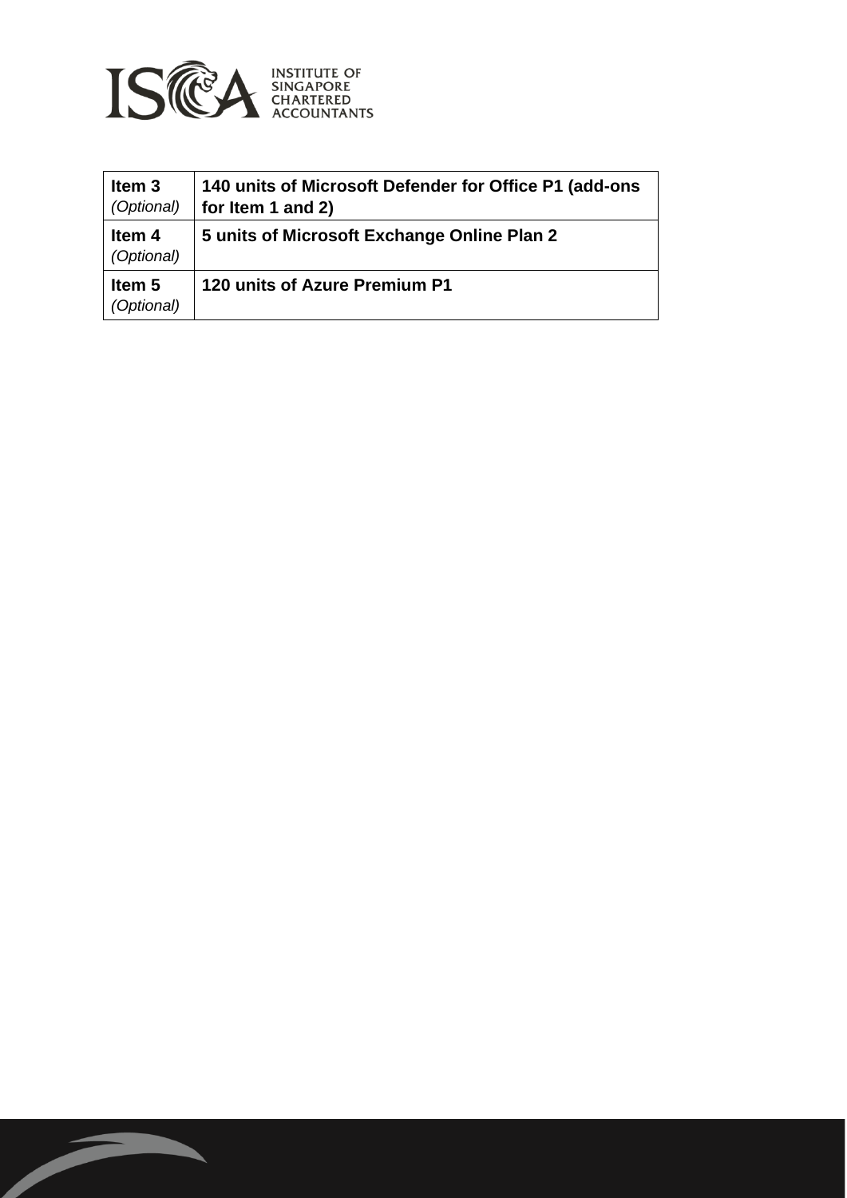| Item 3 *(Optional)* | **140 units of Microsoft Defender for Office P1 (add-ons for Item 1 and 2)** |
|---|---|
| Item 4 *(Optional)* | **5 units of Microsoft Exchange Online Plan 2** |
| Item 5 *(Optional)* | **120 units of Azure Premium P1** |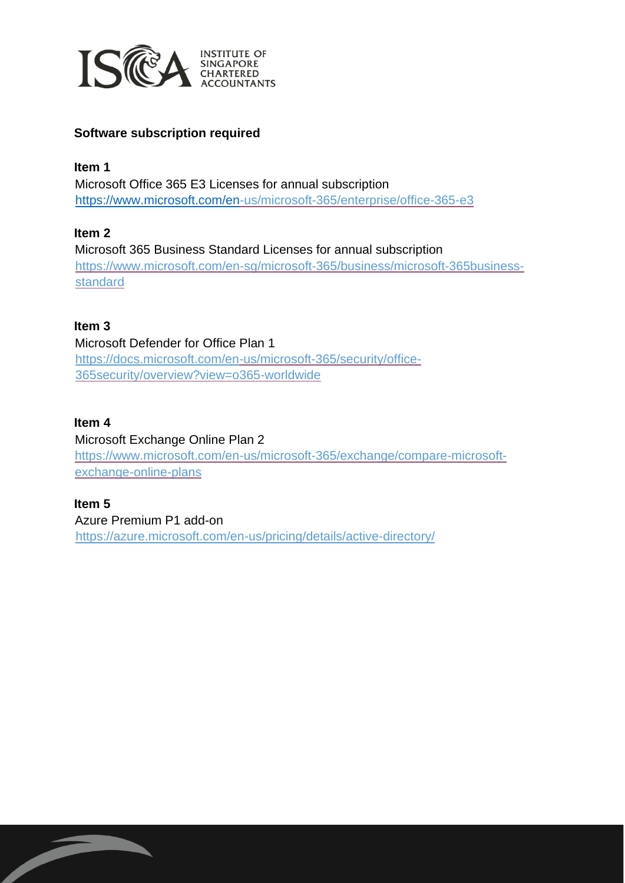**Software subscription required**

**Item 1**

Microsoft Office 365 E3 Licenses for annual subscription
https://www.microsoft.com/en-us/microsoft-365/enterprise/office-365-e3

**Item 2**

Microsoft 365 Business Standard Licenses for annual subscription
https://www.microsoft.com/en-sg/microsoft-365/business/microsoft-365business-standard

**Item 3**

Microsoft Defender for Office Plan 1
https://docs.microsoft.com/en-us/microsoft-365/security/office-365security/overview?view=o365-worldwide

**Item 4**

Microsoft Exchange Online Plan 2
https://www.microsoft.com/en-us/microsoft-365/exchange/compare-microsoft-exchange-online-plans

**Item 5**

Azure Premium P1 add-on
https://azure.microsoft.com/en-us/pricing/details/active-directory/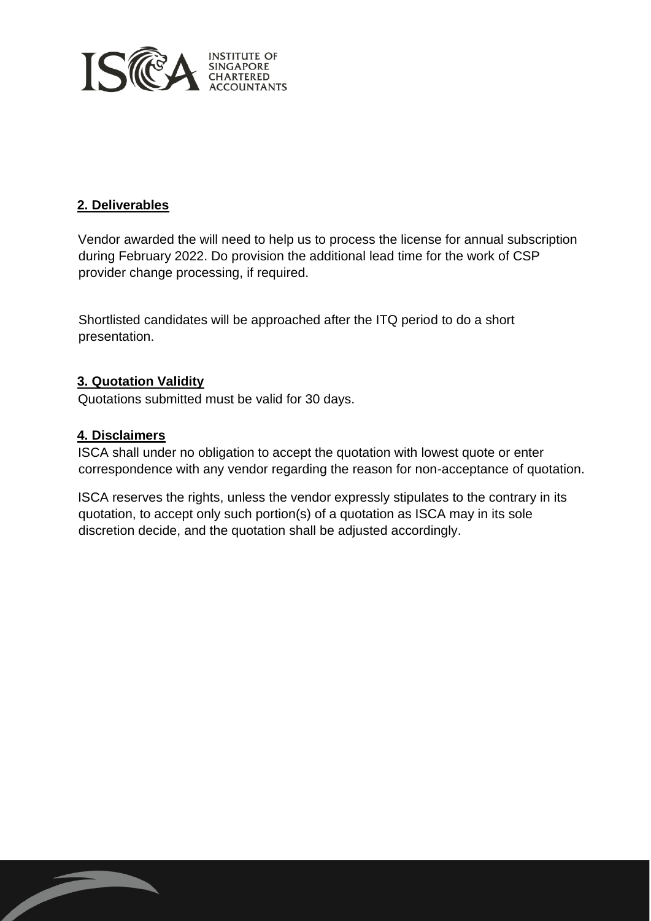## 2. Deliverables

Vendor awarded the will need to help us to process the license for annual subscription during February 2022. Do provision the additional lead time for the work of CSP provider change processing, if required.

Shortlisted candidates will be approached after the ITQ period to do a short presentation.

## 3. Quotation Validity

Quotations submitted must be valid for 30 days.

## 4. Disclaimers

ISCA shall under no obligation to accept the quotation with lowest quote or enter correspondence with any vendor regarding the reason for non-acceptance of quotation.

ISCA reserves the rights, unless the vendor expressly stipulates to the contrary in its quotation, to accept only such portion(s) of a quotation as ISCA may in its sole discretion decide, and the quotation shall be adjusted accordingly.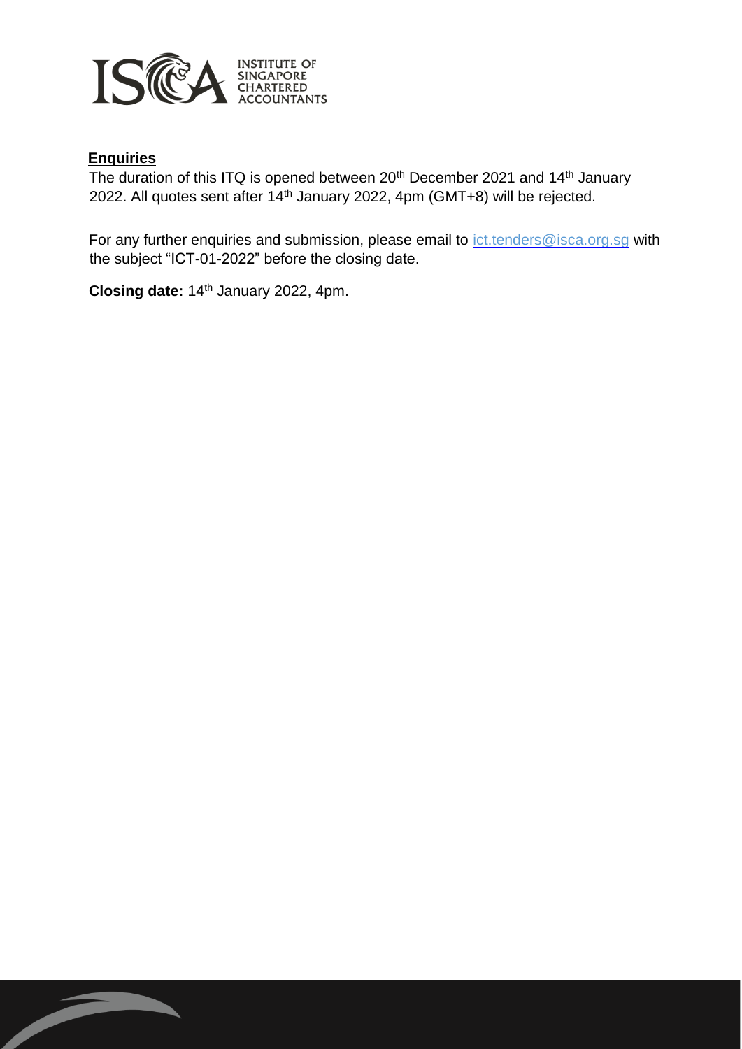## Enquiries

The duration of this ITQ is opened between 20th December 2021 and 14th January 2022. All quotes sent after 14th January 2022, 4pm (GMT+8) will be rejected.

For any further enquiries and submission, please email to ict.tenders@isca.org.sg with the subject "ICT-01-2022" before the closing date.

**Closing date:** 14th January 2022, 4pm.